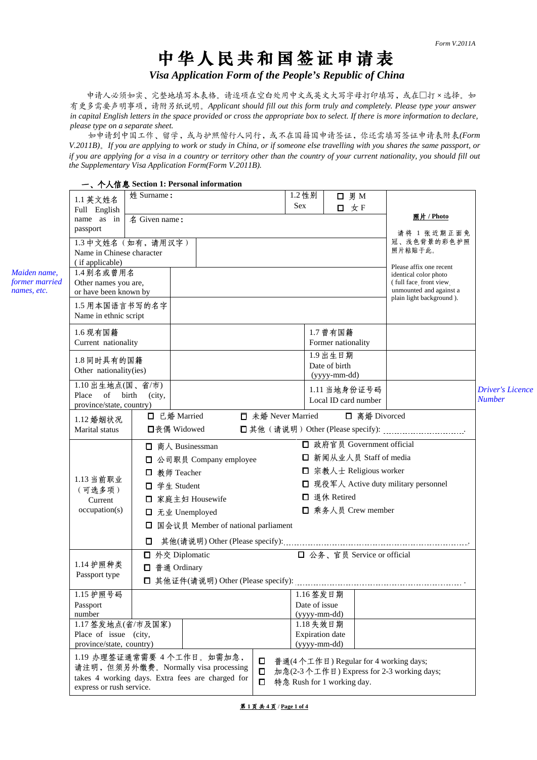Form V.2011A

# 中华人民共和国签证申请表

## *Visa Application Form of the People's Republic of China*

申请人必须如实、完整地填写本表格。请逐项在空白处用中文或英文大写字母打印填写，或在□打×选择。如有更多需要声明事项，请附另纸说明。*Applicant should fill out this form truly and completely. Please type your answer in capital English letters in the space provided or cross the appropriate box to select. If there is more information to declare, please type on a separate sheet.*

如申请到中国工作、留学，或与护照偕行人同行，或不在国籍国申请签证，你还需填写签证申请表附表*(Form V.2011B)*。*If you are applying to work or study in China, or if someone else travelling with you shares the same passport, or if you are applying for a visa in a country or territory other than the country of your current nationality, you should fill out the Supplementary Visa Application Form(Form V.2011B).*

### 一、个人信息 Section 1: Personal information

| | | | | |
|---|---|---|---|---|
| 1.1 英文姓名 Full English name as in passport | 姓 Surname： | 1.2 性别 Sex | □ 男 M □ 女 F | **照片 / Photo** 请将 1 张近期正面免冠、浅色背景的彩色护照照片粘贴于此。 Please affix one recent identical color photo ( full face, front view, unmounted and against a plain light background ). |
| | 名 Given name： | | | |
| 1.3 中文姓名（如有，请用汉字） Name in Chinese character ( if applicable) | | | | |
| 1.4 别名或曾用名 Other names you are, or have been known by | *Maiden name, former married names, etc.* | | | |
| 1.5 用本国语言书写的名字 Name in ethnic script | | | | |
| 1.6 现有国籍 Current nationality | | 1.7 曾有国籍 Former nationality | | |
| 1.8 同时具有的国籍 Other nationality(ies) | | 1.9 出生日期 Date of birth (yyyy-mm-dd) | | |
| 1.10 出生地点(国、省/市) Place of birth (city, province/state, country) | | 1.11 当地身份证号码 Local ID card number | *Driver's Licence Number* | |
| 1.12 婚姻状况 Marital status | □ 已婚 Married　□ 未婚 Never Married　□ 离婚 Divorced　□丧偶 Widowed　□ 其他（请说明）Other (Please specify): ............ | | | |
| 1.13 当前职业（可选多项） Current occupation(s) | □ 商人 Businessman　□ 公司职员 Company employee　□ 教师 Teacher　□ 学生 Student　□ 家庭主妇 Housewife　□ 无业 Unemployed　□ 国会议员 Member of national parliament　□ 政府官员 Government official　□ 新闻从业人员 Staff of media　□ 宗教人士 Religious worker　□ 现役军人 Active duty military personnel　□ 退休 Retired　□ 乘务人员 Crew member　□ 其他(请说明) Other (Please specify): ............ | | | |
| 1.14 护照种类 Passport type | □ 外交 Diplomatic　□ 公务、官员 Service or official　□ 普通 Ordinary　□ 其他证件(请说明) Other (Please specify): ............ | | | |
| 1.15 护照号码 Passport number | | 1.16 签发日期 Date of issue (yyyy-mm-dd) | | |
| 1.17 签发地点(省/市及国家) Place of issue (city, province/state, country) | | 1.18 失效日期 Expiration date (yyyy-mm-dd) | | |
| 1.19 办理签证通常需要 4 个工作日。如需加急，请注明，但须另外缴费。Normally visa processing takes 4 working days. Extra fees are charged for express or rush service. | □ 普通(4 个工作日) Regular for 4 working days; □ 加急(2-3 个工作日) Express for 2-3 working days; □ 特急 Rush for 1 working day. | | | |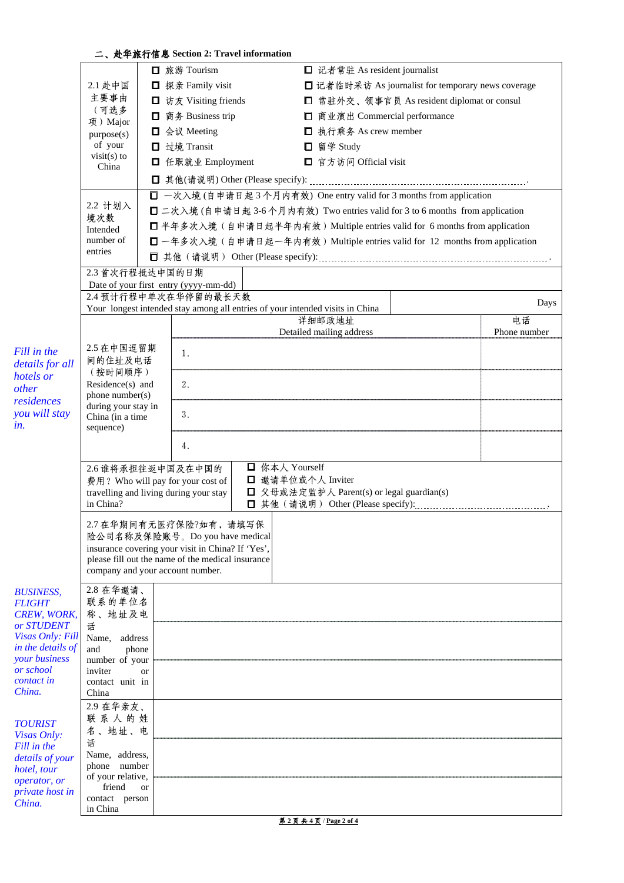## 二、赴华旅行信息 Section 2: Travel information

| | | |
|---|---|---|
| 2.1 赴中国主要事由（可选多项）Major purpose(s) of your visit(s) to China | ☐ 旅游 Tourism<br>☐ 探亲 Family visit<br>☐ 访友 Visiting friends<br>☐ 商务 Business trip<br>☐ 会议 Meeting<br>☐ 过境 Transit<br>☐ 任职就业 Employment<br>☐ 其他(请说明) Other (Please specify): ............ | ☐ 记者常驻 As resident journalist<br>☐ 记者临时采访 As journalist for temporary news coverage<br>☐ 常驻外交、领事官员 As resident diplomat or consul<br>☐ 商业演出 Commercial performance<br>☐ 执行乘务 As crew member<br>☐ 留学 Study<br>☐ 官方访问 Official visit |
| 2.2 计划入境次数 Intended number of entries | ☐ 一次入境 (自申请日起 3 个月内有效) One entry valid for 3 months from application<br>☐ 二次入境 (自申请日起 3-6 个月内有效) Two entries valid for 3 to 6 months from application<br>☐ 半年多次入境（自申请日起半年内有效）Multiple entries valid for 6 months from application<br>☐ 一年多次入境（自申请日起一年内有效）Multiple entries valid for 12 months from application<br>☐ 其他（请说明）Other (Please specify): ............ | |
| 2.3 首次行程抵达中国的日期 Date of your first entry (yyyy-mm-dd) | | |
| 2.4 预计行程中单次在华停留的最长天数 Your longest intended stay among all entries of your intended visits in China | | Days |

*Fill in the details for all hotels or other residences you will stay in.*

| 2.5 在中国逗留期间的住址及电话（按时间顺序）Residence(s) and phone number(s) during your stay in China (in a time sequence) | 详细邮政地址 Detailed mailing address | 电话 Phone number |
|---|---|---|
| | 1. | |
| | 2. | |
| | 3. | |
| | 4. | |

| | |
|---|---|
| 2.6 谁将承担往返中国及在中国的费用？Who will pay for your cost of travelling and living during your stay in China? | ☐ 你本人 Yourself<br>☐ 邀请单位或个人 Inviter<br>☐ 父母或法定监护人 Parent(s) or legal guardian(s)<br>☐ 其他（请说明）Other (Please specify): ............ |
| 2.7 在华期间有无医疗保险?如有，请填写保险公司名称及保险账号。Do you have medical insurance covering your visit in China? If 'Yes', please fill out the name of the medical insurance company and your account number. | |

*BUSINESS, FLIGHT CREW, WORK, or STUDENT Visas Only: Fill in the details of your business or school contact in China.*

| | |
|---|---|
| 2.8 在华邀请、联系的单位名称、地址及电话 Name, address and phone number of your inviter or contact unit in China | |

*TOURIST Visas Only: Fill in the details of your hotel, tour operator, or private host in China.*

| | |
|---|---|
| 2.9 在华亲友、联系人的姓名、地址、电话 Name, address, phone number of your relative, friend or contact person in China | |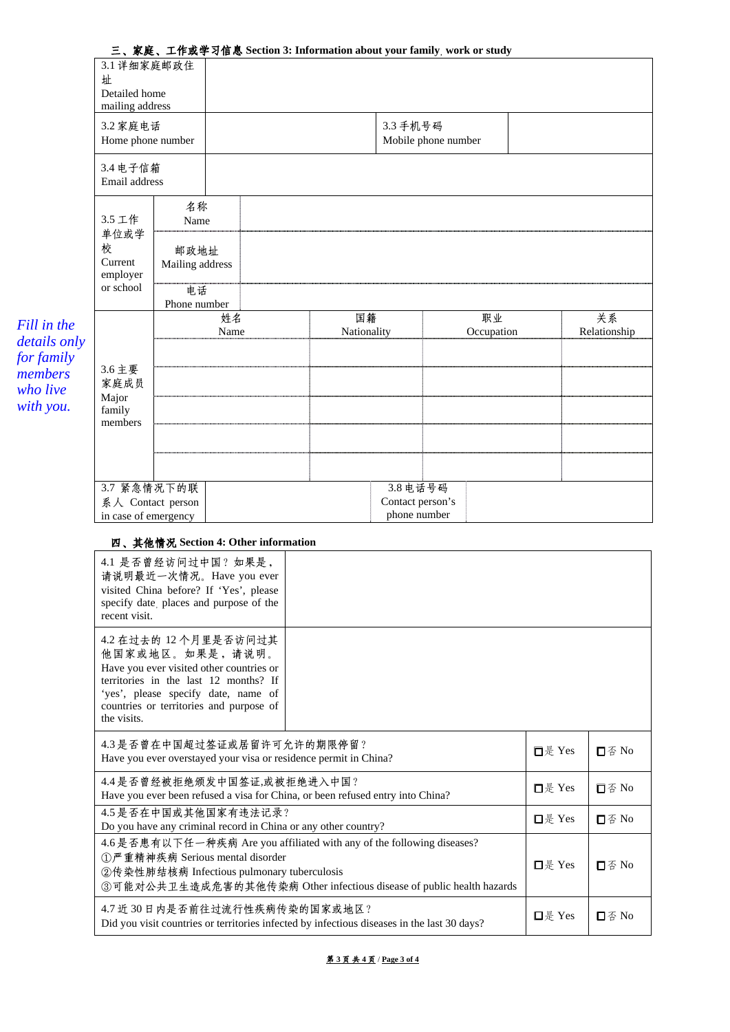## 三、家庭、工作或学习信息 Section 3: Information about your family, work or study

| | | | |
|---|---|---|---|
| 3.1 详细家庭邮政住址 Detailed home mailing address | | | |
| 3.2 家庭电话 Home phone number | | 3.3 手机号码 Mobile phone number | |
| 3.4 电子信箱 Email address | | | |

| 3.5 工作单位或学校 Current employer or school | | |
|---|---|---|
| | 名称 Name | |
| | 邮政地址 Mailing address | |
| | 电话 Phone number | |

*Fill in the details only for family members who live with you.*

| 3.6 主要家庭成员 Major family members | 姓名 Name | 国籍 Nationality | 职业 Occupation | 关系 Relationship |
|---|---|---|---|---|
| | | | | |
| | | | | |
| | | | | |
| | | | | |
| | | | | |

| | | | |
|---|---|---|---|
| 3.7 紧急情况下的联系人 Contact person in case of emergency | | 3.8 电话号码 Contact person's phone number | |

## 四、其他情况 Section 4: Other information

| | |
|---|---|
| 4.1 是否曾经访问过中国？如果是，请说明最近一次情况。Have you ever visited China before? If 'Yes', please specify date, places and purpose of the recent visit. | |
| 4.2 在过去的 12 个月里是否访问过其他国家或地区。如果是，请说明。Have you ever visited other countries or territories in the last 12 months? If 'yes', please specify date, name of countries or territories and purpose of the visits. | |

| | | |
|---|---|---|
| 4.3 是否曾在中国超过签证或居留许可允许的期限停留？ Have you ever overstayed your visa or residence permit in China? | ☐是 Yes | ☐否 No |
| 4.4 是否曾经被拒绝颁发中国签证,或被拒绝进入中国？ Have you ever been refused a visa for China, or been refused entry into China? | ☐是 Yes | ☐否 No |
| 4.5 是否在中国或其他国家有违法记录？ Do you have any criminal record in China or any other country? | ☐是 Yes | ☐否 No |
| 4.6 是否患有以下任一种疾病 Are you affiliated with any of the following diseases? ①严重精神疾病 Serious mental disorder ②传染性肺结核病 Infectious pulmonary tuberculosis ③可能对公共卫生造成危害的其他传染病 Other infectious disease of public health hazards | ☐是 Yes | ☐否 No |
| 4.7 近 30 日内是否前往过流行性疾病传染的国家或地区？ Did you visit countries or territories infected by infectious diseases in the last 30 days? | ☐是 Yes | ☐否 No |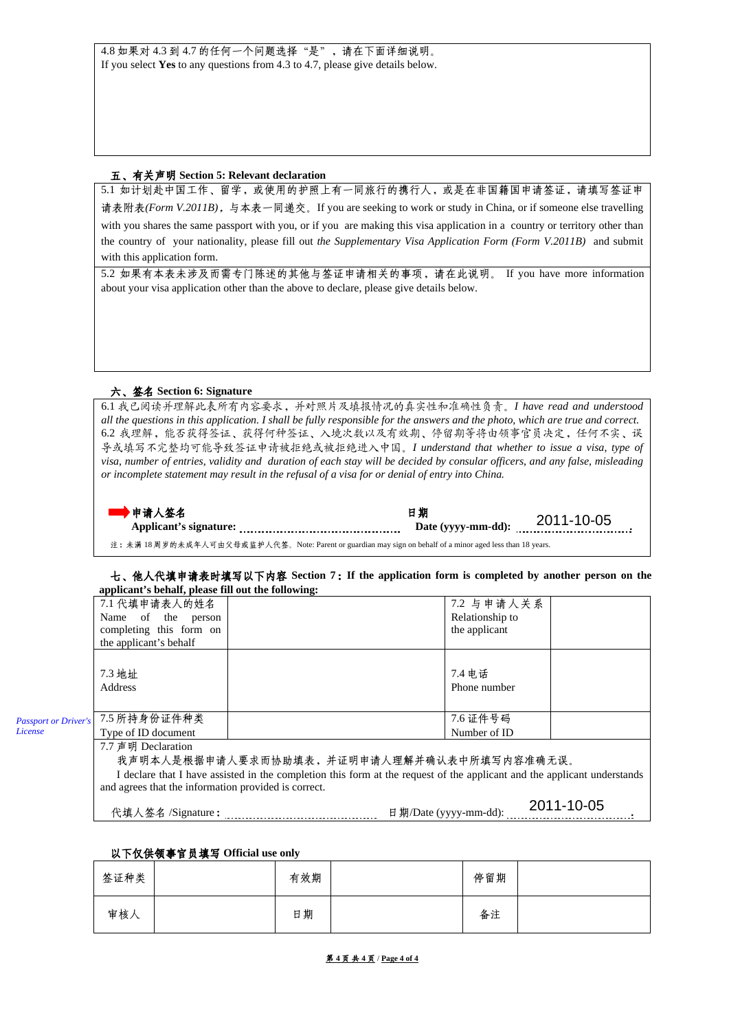4.8 如果对 4.3 到 4.7 的任何一个问题选择“是”，请在下面详细说明。
If you select **Yes** to any questions from 4.3 to 4.7, please give details below.

### 五、有关声明 Section 5: Relevant declaration

5.1 如计划赴中国工作、留学，或使用的护照上有一同旅行的携行人，或是在非国籍国申请签证，请填写签证申请表附表*(Form V.2011B)*，与本表一同递交。If you are seeking to work or study in China, or if someone else travelling with you shares the same passport with you, or if you are making this visa application in a country or territory other than the country of your nationality, please fill out *the Supplementary Visa Application Form (Form V.2011B)* and submit with this application form.

5.2 如果有本表未涉及而需专门陈述的其他与签证申请相关的事项，请在此说明。 If you have more information about your visa application other than the above to declare, please give details below.

### 六、签名 Section 6: Signature

6.1 我已阅读并理解此表所有内容要求，并对照片及填报情况的真实性和准确性负责。*I have read and understood all the questions in this application. I shall be fully responsible for the answers and the photo, which are true and correct.*
6.2 我理解，能否获得签证、获得何种签证、入境次数以及有效期、停留期等将由领事官员决定，任何不实、误导或填写不完整均可能导致签证申请被拒绝或被拒绝进入中国。*I understand that whether to issue a visa, type of visa, number of entries, validity and duration of each stay will be decided by consular officers, and any false, misleading or incomplete statement may result in the refusal of a visa for or denial of entry into China.*

**申请人签名 Applicant's signature:** ____________ **日期 Date (yyyy-mm-dd):** 2011-10-05

注：未满 18 周岁的未成年人可由父母或监护人代签。Note: Parent or guardian may sign on behalf of a minor aged less than 18 years.

### 七、他人代填申请表时填写以下内容 Section 7: If the application form is completed by another person on the applicant's behalf, please fill out the following:

| | | | |
|---|---|---|---|
| 7.1 代填申请表人的姓名 Name of the person completing this form on the applicant's behalf | | 7.2 与申请人关系 Relationship to the applicant | |
| 7.3 地址 Address | | 7.4 电话 Phone number | |
| 7.5 所持身份证件种类 Type of ID document | | 7.6 证件号码 Number of ID | |

*Passport or Driver's License*

7.7 声明 Declaration
我声明本人是根据申请人要求而协助填表，并证明申请人理解并确认表中所填写内容准确无误。
I declare that I have assisted in the completion this form at the request of the applicant and the applicant understands and agrees that the information provided is correct.

代填人签名 /Signature: ____________ 日期/Date (yyyy-mm-dd): 2011-10-05

### 以下仅供领事官员填写 Official use only

| | | | | | |
|---|---|---|---|---|---|
| 签证种类 | | 有效期 | | 停留期 | |
| 审核人 | | 日期 | | 备注 | |